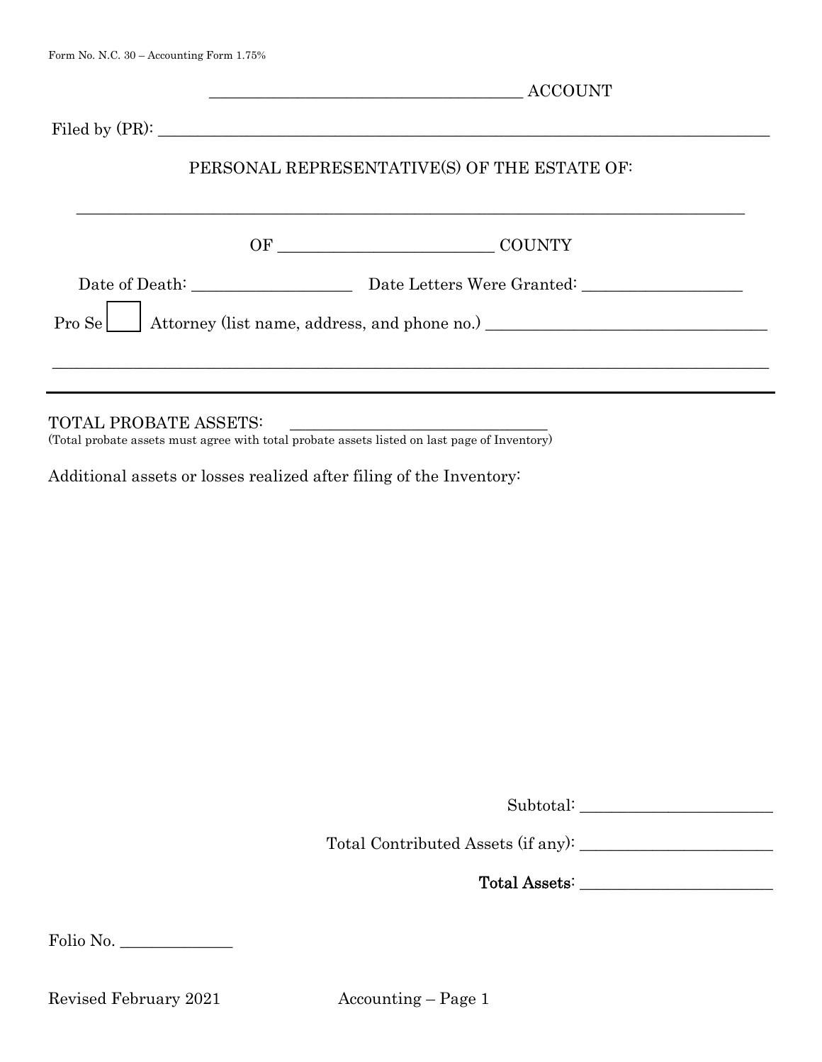Form No. N.C. 30 – Accounting Form 1.75%

_______________________________________ ACCOUNT

Filed by (PR): ___________________________________________________________________________

PERSONAL REPRESENTATIVE(S) OF THE ESTATE OF:

_____________________________________________________________________________________

OF __________________________ COUNTY

Date of Death: ___________________ Date Letters Were Granted: ___________________

Pro Se ☐ Attorney (list name, address, and phone no.) __________________________________

_____________________________________________________________________________________

---

TOTAL PROBATE ASSETS: ______________________________

(Total probate assets must agree with total probate assets listed on last page of Inventory)

Additional assets or losses realized after filing of the Inventory:

Subtotal: ______________________

Total Contributed Assets (if any): ______________________

**Total Assets**: ______________________

Folio No. _____________

Revised February 2021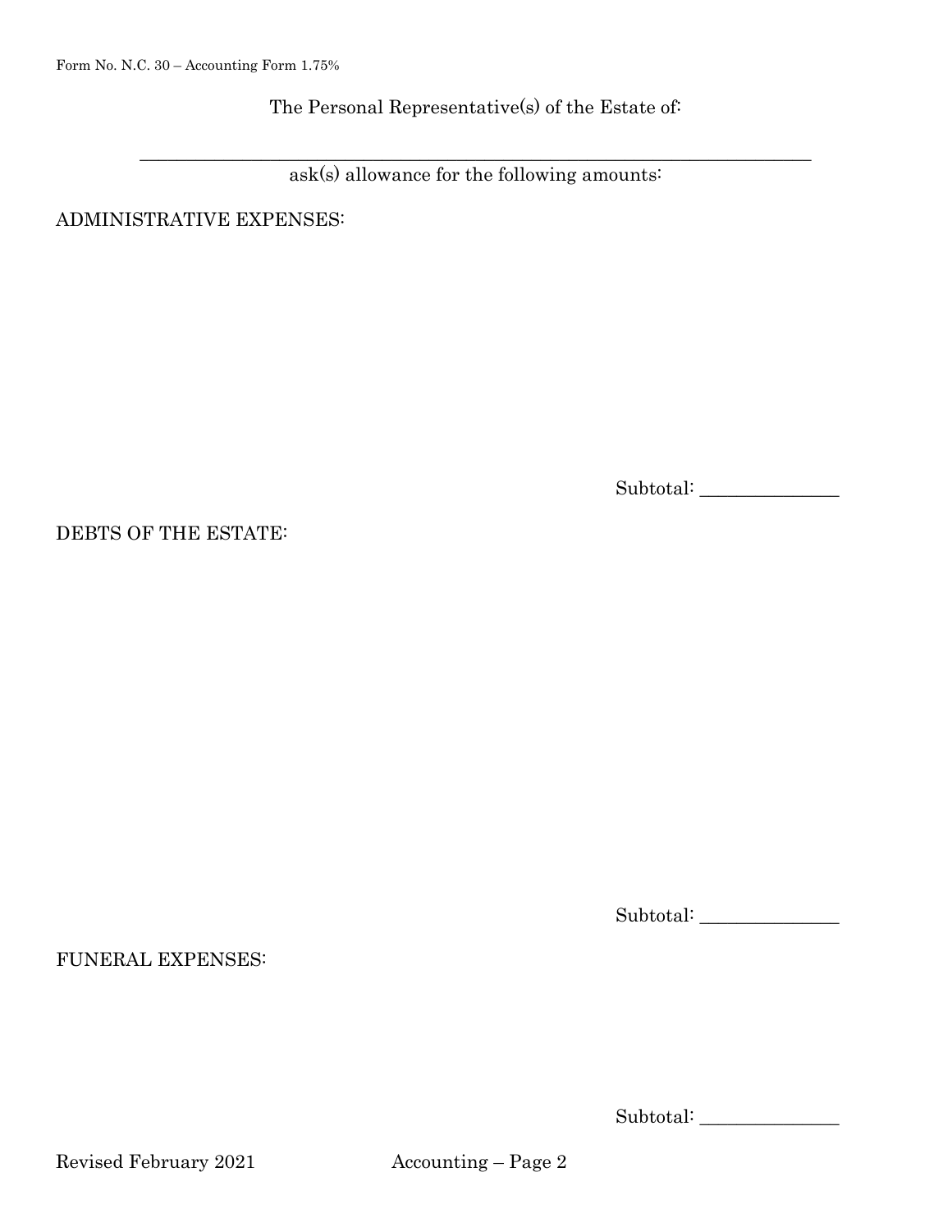The Personal Representative(s) of the Estate of:

\_\_\_\_\_\_\_\_\_\_\_\_\_\_\_\_\_\_\_\_\_\_\_\_\_\_\_\_\_\_\_\_\_\_\_\_\_\_\_\_\_\_\_\_\_\_\_\_\_\_\_\_\_\_\_\_\_\_\_\_\_\_\_\_\_\_

ask(s) allowance for the following amounts:

ADMINISTRATIVE EXPENSES:

Subtotal: \_\_\_\_\_\_\_\_\_\_\_\_\_\_

DEBTS OF THE ESTATE:

Subtotal: \_\_\_\_\_\_\_\_\_\_\_\_\_\_

FUNERAL EXPENSES:

Subtotal: \_\_\_\_\_\_\_\_\_\_\_\_\_\_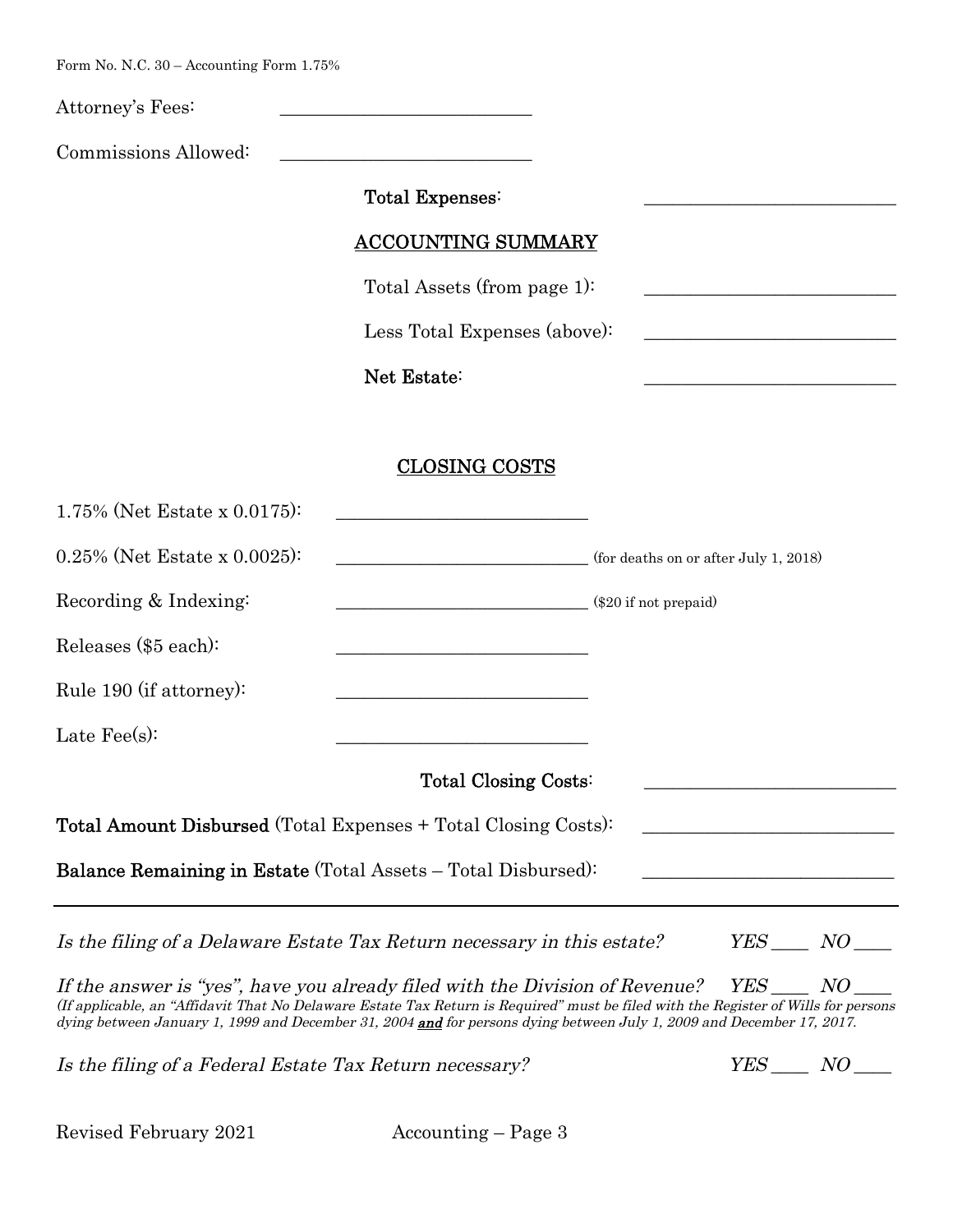Form No. N.C. 30 – Accounting Form 1.75%

Attorney's Fees: \_\_\_\_\_\_\_\_\_\_\_\_\_\_\_\_\_\_\_\_\_\_\_\_\_\_

Commissions Allowed: \_\_\_\_\_\_\_\_\_\_\_\_\_\_\_\_\_\_\_\_\_\_\_\_\_\_

**Total Expenses:** \_\_\_\_\_\_\_\_\_\_\_\_\_\_\_\_\_\_\_\_\_\_\_\_\_\_

## ACCOUNTING SUMMARY

Total Assets (from page 1): \_\_\_\_\_\_\_\_\_\_\_\_\_\_\_\_\_\_\_\_\_\_\_\_\_\_

Less Total Expenses (above): \_\_\_\_\_\_\_\_\_\_\_\_\_\_\_\_\_\_\_\_\_\_\_\_\_\_

**Net Estate:** \_\_\_\_\_\_\_\_\_\_\_\_\_\_\_\_\_\_\_\_\_\_\_\_\_\_

## CLOSING COSTS

1.75% (Net Estate x 0.0175): \_\_\_\_\_\_\_\_\_\_\_\_\_\_\_\_\_\_\_\_\_\_\_\_\_\_

0.25% (Net Estate x 0.0025): \_\_\_\_\_\_\_\_\_\_\_\_\_\_\_\_\_\_\_\_\_\_\_\_\_\_ (for deaths on or after July 1, 2018)

Recording & Indexing: \_\_\_\_\_\_\_\_\_\_\_\_\_\_\_\_\_\_\_\_\_\_\_\_\_\_ ($20 if not prepaid)

Releases ($5 each): \_\_\_\_\_\_\_\_\_\_\_\_\_\_\_\_\_\_\_\_\_\_\_\_\_\_

Rule 190 (if attorney): \_\_\_\_\_\_\_\_\_\_\_\_\_\_\_\_\_\_\_\_\_\_\_\_\_\_

Late Fee(s): \_\_\_\_\_\_\_\_\_\_\_\_\_\_\_\_\_\_\_\_\_\_\_\_\_\_

**Total Closing Costs:** \_\_\_\_\_\_\_\_\_\_\_\_\_\_\_\_\_\_\_\_\_\_\_\_\_\_

**Total Amount Disbursed** (Total Expenses + Total Closing Costs): \_\_\_\_\_\_\_\_\_\_\_\_\_\_\_\_\_\_\_\_\_\_\_\_\_\_

**Balance Remaining in Estate** (Total Assets – Total Disbursed): \_\_\_\_\_\_\_\_\_\_\_\_\_\_\_\_\_\_\_\_\_\_\_\_\_\_

---

*Is the filing of a Delaware Estate Tax Return necessary in this estate?* *YES* \_\_\_\_ *NO* \_\_\_\_

*If the answer is "yes", have you already filed with the Division of Revenue?* *YES* \_\_\_\_ *NO* \_\_\_\_
*(If applicable, an "Affidavit That No Delaware Estate Tax Return is Required" must be filed with the Register of Wills for persons dying between January 1, 1999 and December 31, 2004* ***and*** *for persons dying between July 1, 2009 and December 17, 2017.*

*Is the filing of a Federal Estate Tax Return necessary?* *YES* \_\_\_\_ *NO* \_\_\_\_

Revised February 2021 Accounting – Page 3